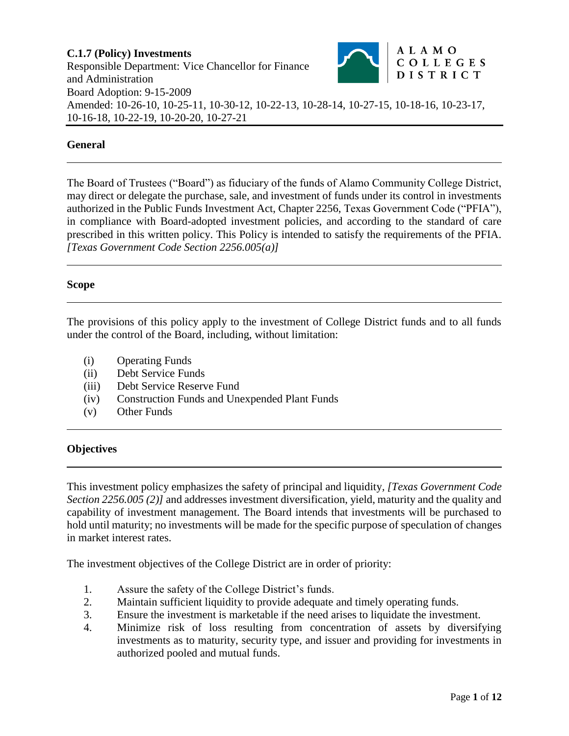**C.1.7 (Policy) Investments**

Responsible Department: Vice Chancellor for Finance and Administration

Board Adoption: 9-15-2009

Amended: 10-26-10, 10-25-11, 10-30-12, 10-22-13, 10-28-14, 10-27-15, 10-18-16, 10-23-17, 10-16-18, 10-22-19, 10-20-20, 10-27-21

ALAMO COLLEGES DISTRICT

## General

The Board of Trustees ("Board") as fiduciary of the funds of Alamo Community College District, may direct or delegate the purchase, sale, and investment of funds under its control in investments authorized in the Public Funds Investment Act, Chapter 2256, Texas Government Code ("PFIA"), in compliance with Board-adopted investment policies, and according to the standard of care prescribed in this written policy. This Policy is intended to satisfy the requirements of the PFIA. *[Texas Government Code Section 2256.005(a)]*

## Scope

The provisions of this policy apply to the investment of College District funds and to all funds under the control of the Board, including, without limitation:

(i) Operating Funds
(ii) Debt Service Funds
(iii) Debt Service Reserve Fund
(iv) Construction Funds and Unexpended Plant Funds
(v) Other Funds

## Objectives

This investment policy emphasizes the safety of principal and liquidity, *[Texas Government Code Section 2256.005 (2)]* and addresses investment diversification, yield, maturity and the quality and capability of investment management. The Board intends that investments will be purchased to hold until maturity; no investments will be made for the specific purpose of speculation of changes in market interest rates.

The investment objectives of the College District are in order of priority:

1. Assure the safety of the College District's funds.
2. Maintain sufficient liquidity to provide adequate and timely operating funds.
3. Ensure the investment is marketable if the need arises to liquidate the investment.
4. Minimize risk of loss resulting from concentration of assets by diversifying investments as to maturity, security type, and issuer and providing for investments in authorized pooled and mutual funds.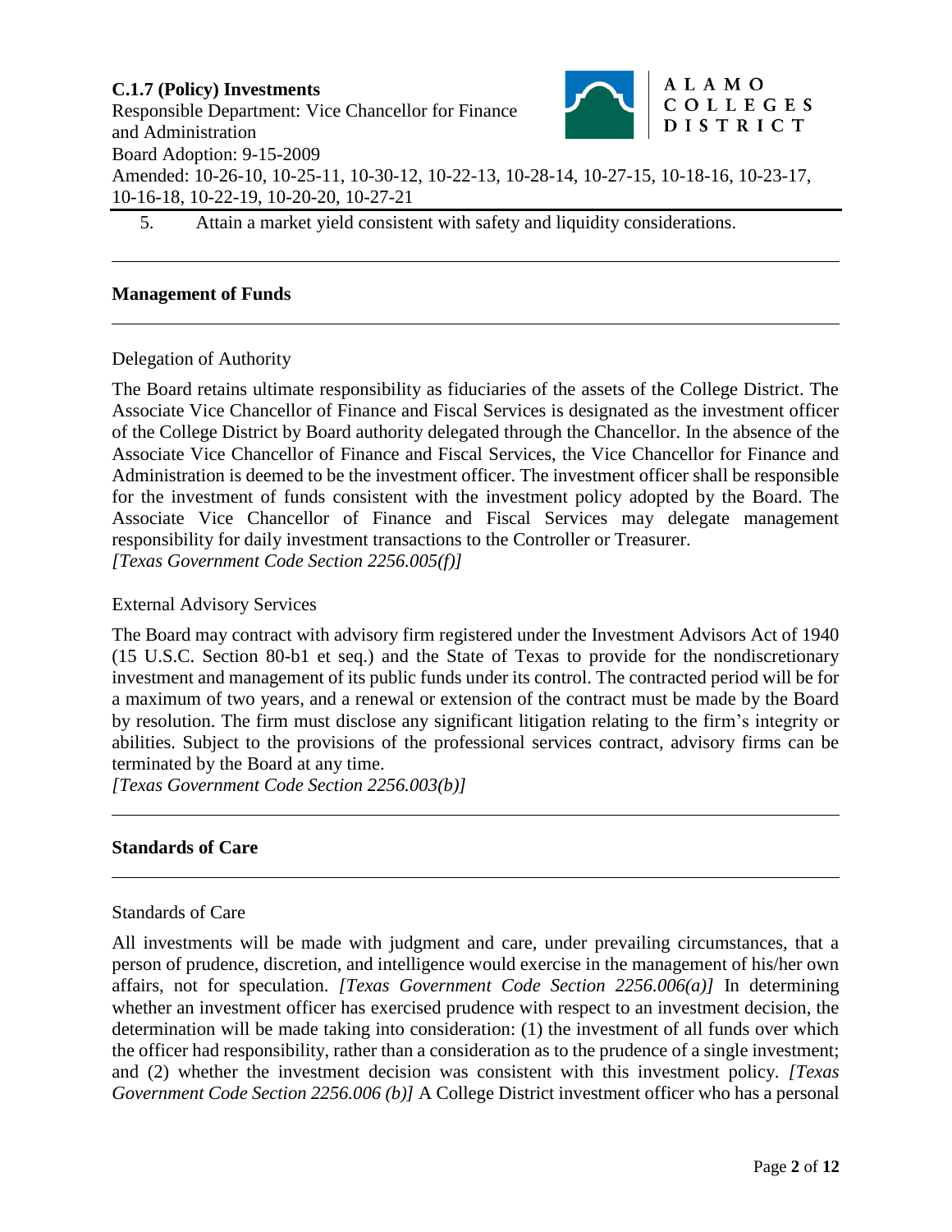5. Attain a market yield consistent with safety and liquidity considerations.

## Management of Funds

### Delegation of Authority

The Board retains ultimate responsibility as fiduciaries of the assets of the College District. The Associate Vice Chancellor of Finance and Fiscal Services is designated as the investment officer of the College District by Board authority delegated through the Chancellor. In the absence of the Associate Vice Chancellor of Finance and Fiscal Services, the Vice Chancellor for Finance and Administration is deemed to be the investment officer. The investment officer shall be responsible for the investment of funds consistent with the investment policy adopted by the Board. The Associate Vice Chancellor of Finance and Fiscal Services may delegate management responsibility for daily investment transactions to the Controller or Treasurer.
*[Texas Government Code Section 2256.005(f)]*

### External Advisory Services

The Board may contract with advisory firm registered under the Investment Advisors Act of 1940 (15 U.S.C. Section 80-b1 et seq.) and the State of Texas to provide for the nondiscretionary investment and management of its public funds under its control. The contracted period will be for a maximum of two years, and a renewal or extension of the contract must be made by the Board by resolution. The firm must disclose any significant litigation relating to the firm's integrity or abilities. Subject to the provisions of the professional services contract, advisory firms can be terminated by the Board at any time.
*[Texas Government Code Section 2256.003(b)]*

## Standards of Care

### Standards of Care

All investments will be made with judgment and care, under prevailing circumstances, that a person of prudence, discretion, and intelligence would exercise in the management of his/her own affairs, not for speculation. *[Texas Government Code Section 2256.006(a)]* In determining whether an investment officer has exercised prudence with respect to an investment decision, the determination will be made taking into consideration: (1) the investment of all funds over which the officer had responsibility, rather than a consideration as to the prudence of a single investment; and (2) whether the investment decision was consistent with this investment policy. *[Texas Government Code Section 2256.006 (b)]* A College District investment officer who has a personal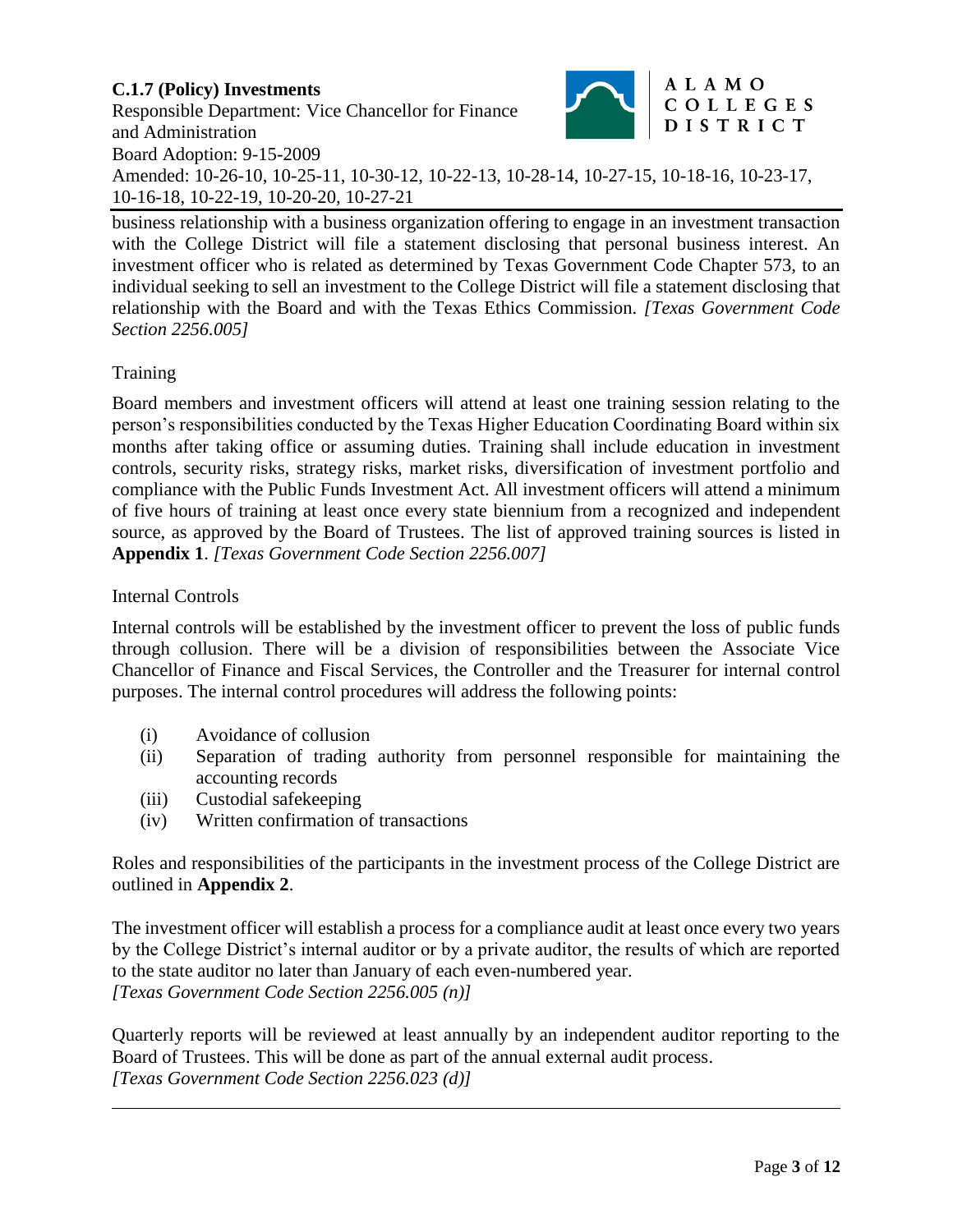business relationship with a business organization offering to engage in an investment transaction with the College District will file a statement disclosing that personal business interest. An investment officer who is related as determined by Texas Government Code Chapter 573, to an individual seeking to sell an investment to the College District will file a statement disclosing that relationship with the Board and with the Texas Ethics Commission. *[Texas Government Code Section 2256.005]*

## Training

Board members and investment officers will attend at least one training session relating to the person's responsibilities conducted by the Texas Higher Education Coordinating Board within six months after taking office or assuming duties. Training shall include education in investment controls, security risks, strategy risks, market risks, diversification of investment portfolio and compliance with the Public Funds Investment Act. All investment officers will attend a minimum of five hours of training at least once every state biennium from a recognized and independent source, as approved by the Board of Trustees. The list of approved training sources is listed in **Appendix 1**. *[Texas Government Code Section 2256.007]*

## Internal Controls

Internal controls will be established by the investment officer to prevent the loss of public funds through collusion. There will be a division of responsibilities between the Associate Vice Chancellor of Finance and Fiscal Services, the Controller and the Treasurer for internal control purposes. The internal control procedures will address the following points:

- (i) Avoidance of collusion
- (ii) Separation of trading authority from personnel responsible for maintaining the accounting records
- (iii) Custodial safekeeping
- (iv) Written confirmation of transactions

Roles and responsibilities of the participants in the investment process of the College District are outlined in **Appendix 2**.

The investment officer will establish a process for a compliance audit at least once every two years by the College District's internal auditor or by a private auditor, the results of which are reported to the state auditor no later than January of each even-numbered year.
*[Texas Government Code Section 2256.005 (n)]*

Quarterly reports will be reviewed at least annually by an independent auditor reporting to the Board of Trustees. This will be done as part of the annual external audit process.
*[Texas Government Code Section 2256.023 (d)]*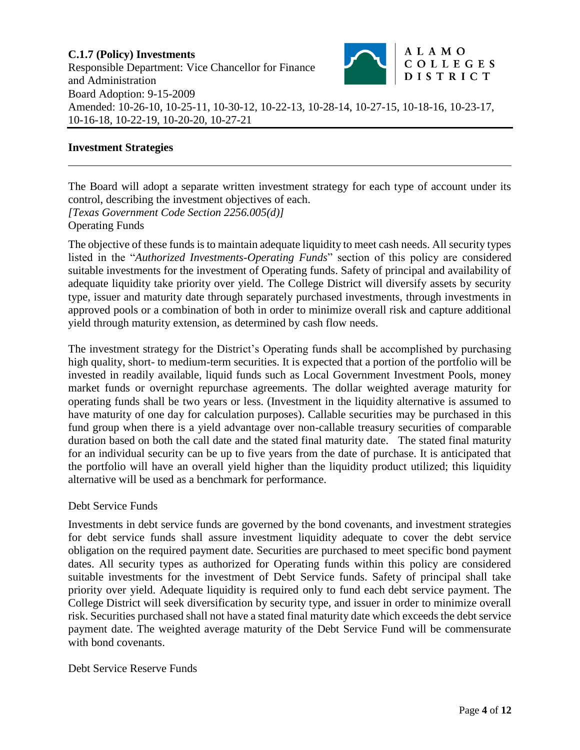## Investment Strategies

The Board will adopt a separate written investment strategy for each type of account under its control, describing the investment objectives of each.
*[Texas Government Code Section 2256.005(d)]*

Operating Funds

The objective of these funds is to maintain adequate liquidity to meet cash needs. All security types listed in the "*Authorized Investments-Operating Funds*" section of this policy are considered suitable investments for the investment of Operating funds. Safety of principal and availability of adequate liquidity take priority over yield. The College District will diversify assets by security type, issuer and maturity date through separately purchased investments, through investments in approved pools or a combination of both in order to minimize overall risk and capture additional yield through maturity extension, as determined by cash flow needs.

The investment strategy for the District's Operating funds shall be accomplished by purchasing high quality, short- to medium-term securities. It is expected that a portion of the portfolio will be invested in readily available, liquid funds such as Local Government Investment Pools, money market funds or overnight repurchase agreements. The dollar weighted average maturity for operating funds shall be two years or less. (Investment in the liquidity alternative is assumed to have maturity of one day for calculation purposes). Callable securities may be purchased in this fund group when there is a yield advantage over non-callable treasury securities of comparable duration based on both the call date and the stated final maturity date. The stated final maturity for an individual security can be up to five years from the date of purchase. It is anticipated that the portfolio will have an overall yield higher than the liquidity product utilized; this liquidity alternative will be used as a benchmark for performance.

Debt Service Funds

Investments in debt service funds are governed by the bond covenants, and investment strategies for debt service funds shall assure investment liquidity adequate to cover the debt service obligation on the required payment date. Securities are purchased to meet specific bond payment dates. All security types as authorized for Operating funds within this policy are considered suitable investments for the investment of Debt Service funds. Safety of principal shall take priority over yield. Adequate liquidity is required only to fund each debt service payment. The College District will seek diversification by security type, and issuer in order to minimize overall risk. Securities purchased shall not have a stated final maturity date which exceeds the debt service payment date. The weighted average maturity of the Debt Service Fund will be commensurate with bond covenants.

Debt Service Reserve Funds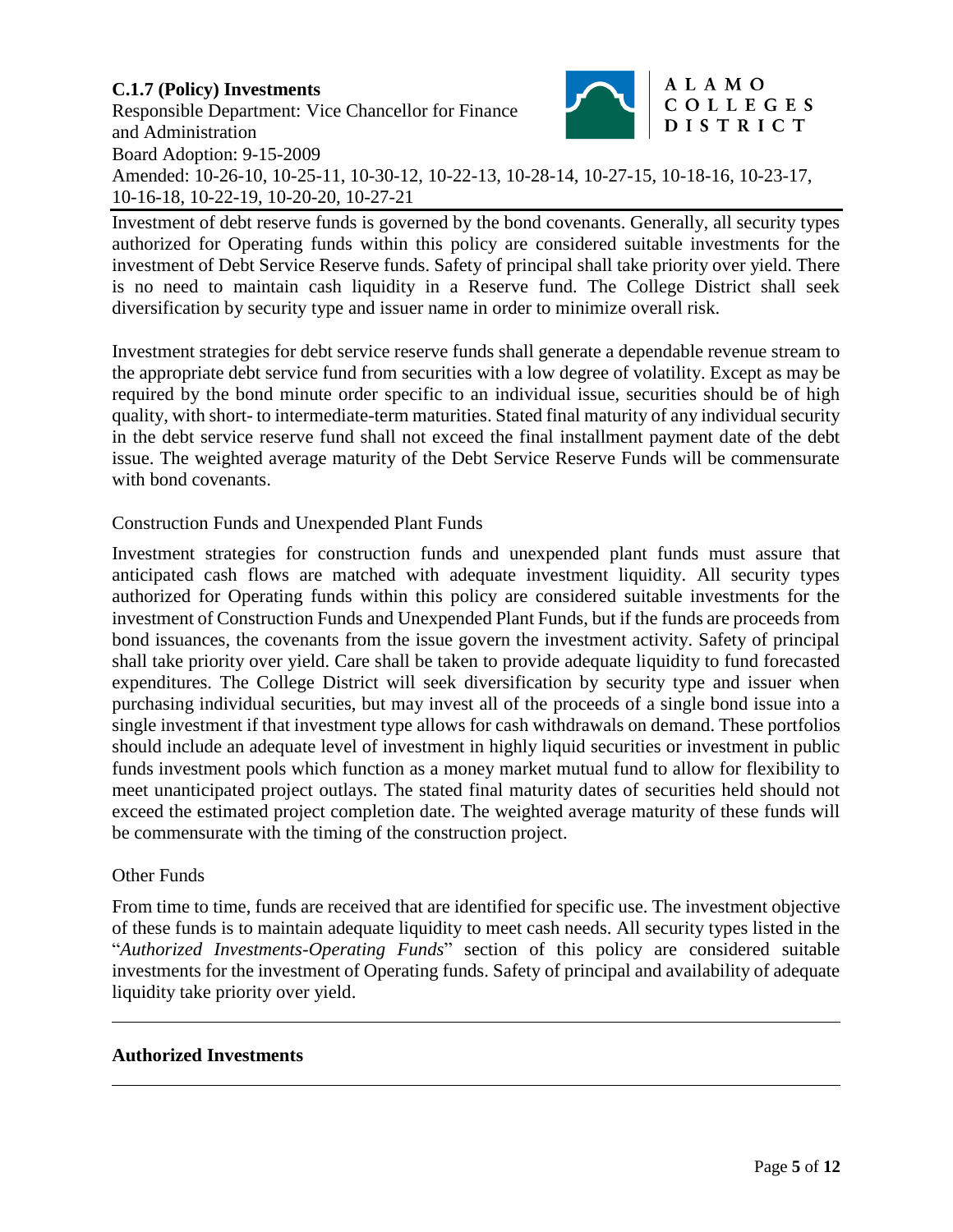Investment of debt reserve funds is governed by the bond covenants. Generally, all security types authorized for Operating funds within this policy are considered suitable investments for the investment of Debt Service Reserve funds. Safety of principal shall take priority over yield. There is no need to maintain cash liquidity in a Reserve fund. The College District shall seek diversification by security type and issuer name in order to minimize overall risk.

Investment strategies for debt service reserve funds shall generate a dependable revenue stream to the appropriate debt service fund from securities with a low degree of volatility. Except as may be required by the bond minute order specific to an individual issue, securities should be of high quality, with short- to intermediate-term maturities. Stated final maturity of any individual security in the debt service reserve fund shall not exceed the final installment payment date of the debt issue. The weighted average maturity of the Debt Service Reserve Funds will be commensurate with bond covenants.

Construction Funds and Unexpended Plant Funds

Investment strategies for construction funds and unexpended plant funds must assure that anticipated cash flows are matched with adequate investment liquidity. All security types authorized for Operating funds within this policy are considered suitable investments for the investment of Construction Funds and Unexpended Plant Funds, but if the funds are proceeds from bond issuances, the covenants from the issue govern the investment activity. Safety of principal shall take priority over yield. Care shall be taken to provide adequate liquidity to fund forecasted expenditures. The College District will seek diversification by security type and issuer when purchasing individual securities, but may invest all of the proceeds of a single bond issue into a single investment if that investment type allows for cash withdrawals on demand. These portfolios should include an adequate level of investment in highly liquid securities or investment in public funds investment pools which function as a money market mutual fund to allow for flexibility to meet unanticipated project outlays. The stated final maturity dates of securities held should not exceed the estimated project completion date. The weighted average maturity of these funds will be commensurate with the timing of the construction project.

Other Funds

From time to time, funds are received that are identified for specific use. The investment objective of these funds is to maintain adequate liquidity to meet cash needs. All security types listed in the "*Authorized Investments-Operating Funds*" section of this policy are considered suitable investments for the investment of Operating funds. Safety of principal and availability of adequate liquidity take priority over yield.

---

**Authorized Investments**

---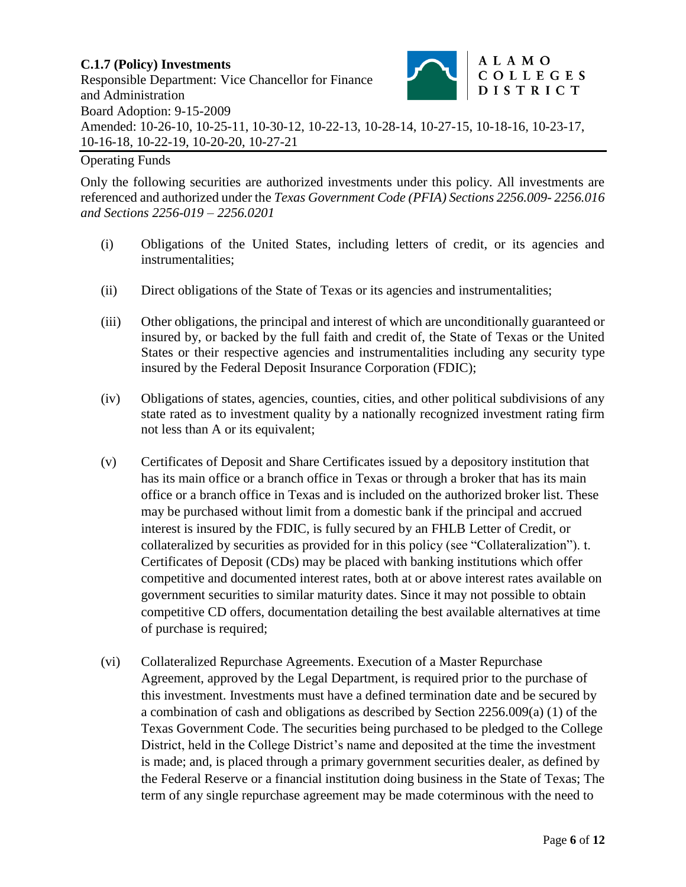Operating Funds

Only the following securities are authorized investments under this policy. All investments are referenced and authorized under the *Texas Government Code (PFIA) Sections 2256.009- 2256.016 and Sections 2256-019 – 2256.0201*

(i) Obligations of the United States, including letters of credit, or its agencies and instrumentalities;

(ii) Direct obligations of the State of Texas or its agencies and instrumentalities;

(iii) Other obligations, the principal and interest of which are unconditionally guaranteed or insured by, or backed by the full faith and credit of, the State of Texas or the United States or their respective agencies and instrumentalities including any security type insured by the Federal Deposit Insurance Corporation (FDIC);

(iv) Obligations of states, agencies, counties, cities, and other political subdivisions of any state rated as to investment quality by a nationally recognized investment rating firm not less than A or its equivalent;

(v) Certificates of Deposit and Share Certificates issued by a depository institution that has its main office or a branch office in Texas or through a broker that has its main office or a branch office in Texas and is included on the authorized broker list. These may be purchased without limit from a domestic bank if the principal and accrued interest is insured by the FDIC, is fully secured by an FHLB Letter of Credit, or collateralized by securities as provided for in this policy (see "Collateralization"). t. Certificates of Deposit (CDs) may be placed with banking institutions which offer competitive and documented interest rates, both at or above interest rates available on government securities to similar maturity dates. Since it may not possible to obtain competitive CD offers, documentation detailing the best available alternatives at time of purchase is required;

(vi) Collateralized Repurchase Agreements. Execution of a Master Repurchase Agreement, approved by the Legal Department, is required prior to the purchase of this investment. Investments must have a defined termination date and be secured by a combination of cash and obligations as described by Section 2256.009(a) (1) of the Texas Government Code. The securities being purchased to be pledged to the College District, held in the College District's name and deposited at the time the investment is made; and, is placed through a primary government securities dealer, as defined by the Federal Reserve or a financial institution doing business in the State of Texas; The term of any single repurchase agreement may be made coterminous with the need to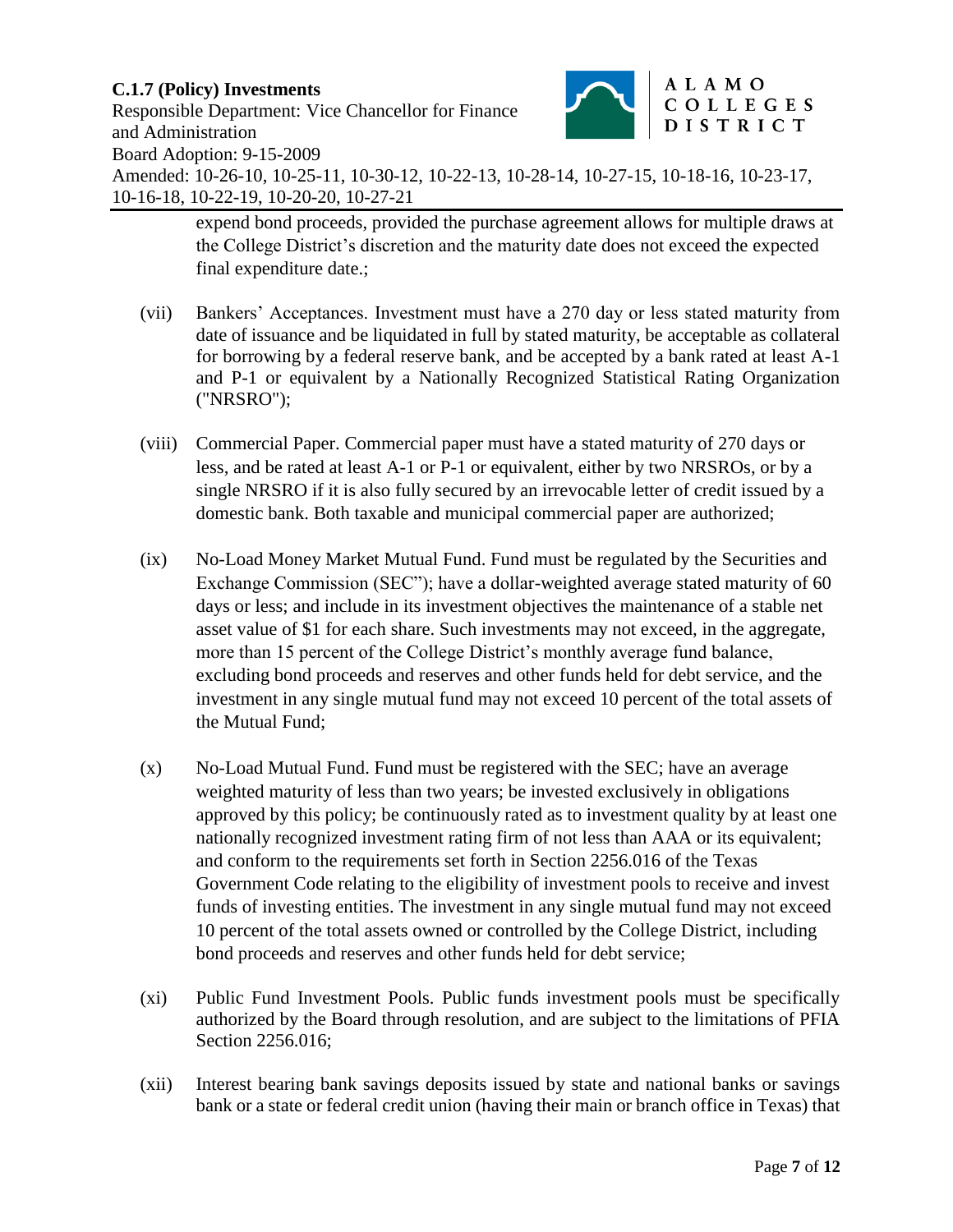expend bond proceeds, provided the purchase agreement allows for multiple draws at the College District's discretion and the maturity date does not exceed the expected final expenditure date.;

(vii) Bankers' Acceptances. Investment must have a 270 day or less stated maturity from date of issuance and be liquidated in full by stated maturity, be acceptable as collateral for borrowing by a federal reserve bank, and be accepted by a bank rated at least A-1 and P-1 or equivalent by a Nationally Recognized Statistical Rating Organization ("NRSRO");

(viii) Commercial Paper. Commercial paper must have a stated maturity of 270 days or less, and be rated at least A-1 or P-1 or equivalent, either by two NRSROs, or by a single NRSRO if it is also fully secured by an irrevocable letter of credit issued by a domestic bank. Both taxable and municipal commercial paper are authorized;

(ix) No-Load Money Market Mutual Fund. Fund must be regulated by the Securities and Exchange Commission (SEC"); have a dollar-weighted average stated maturity of 60 days or less; and include in its investment objectives the maintenance of a stable net asset value of $1 for each share. Such investments may not exceed, in the aggregate, more than 15 percent of the College District's monthly average fund balance, excluding bond proceeds and reserves and other funds held for debt service, and the investment in any single mutual fund may not exceed 10 percent of the total assets of the Mutual Fund;

(x) No-Load Mutual Fund. Fund must be registered with the SEC; have an average weighted maturity of less than two years; be invested exclusively in obligations approved by this policy; be continuously rated as to investment quality by at least one nationally recognized investment rating firm of not less than AAA or its equivalent; and conform to the requirements set forth in Section 2256.016 of the Texas Government Code relating to the eligibility of investment pools to receive and invest funds of investing entities. The investment in any single mutual fund may not exceed 10 percent of the total assets owned or controlled by the College District, including bond proceeds and reserves and other funds held for debt service;

(xi) Public Fund Investment Pools. Public funds investment pools must be specifically authorized by the Board through resolution, and are subject to the limitations of PFIA Section 2256.016;

(xii) Interest bearing bank savings deposits issued by state and national banks or savings bank or a state or federal credit union (having their main or branch office in Texas) that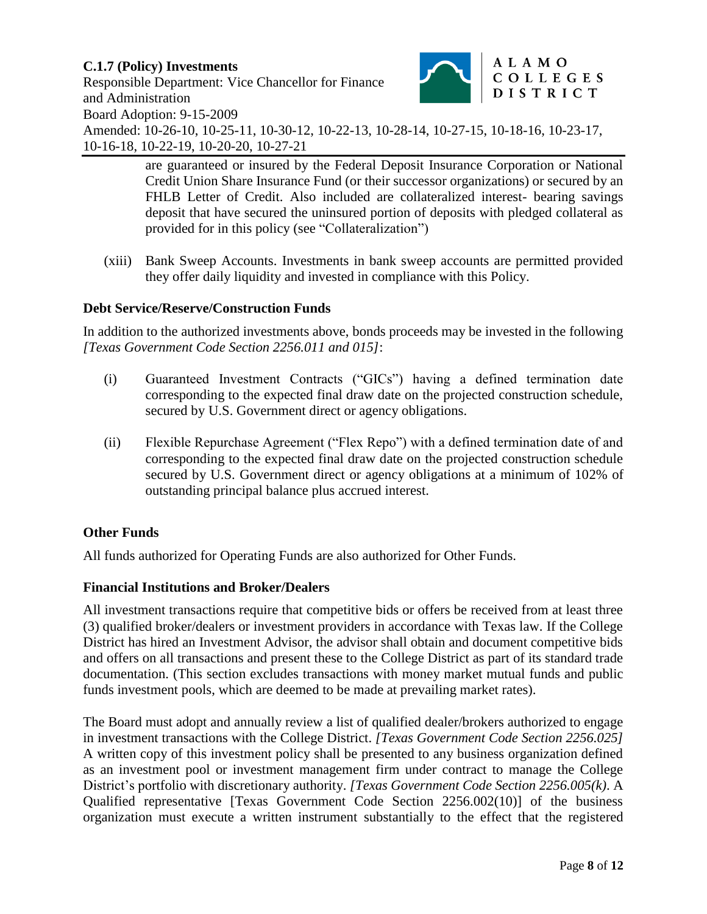are guaranteed or insured by the Federal Deposit Insurance Corporation or National Credit Union Share Insurance Fund (or their successor organizations) or secured by an FHLB Letter of Credit. Also included are collateralized interest- bearing savings deposit that have secured the uninsured portion of deposits with pledged collateral as provided for in this policy (see "Collateralization")

(xiii) Bank Sweep Accounts. Investments in bank sweep accounts are permitted provided they offer daily liquidity and invested in compliance with this Policy.

**Debt Service/Reserve/Construction Funds**

In addition to the authorized investments above, bonds proceeds may be invested in the following *[Texas Government Code Section 2256.011 and 015]*:

(i) Guaranteed Investment Contracts ("GICs") having a defined termination date corresponding to the expected final draw date on the projected construction schedule, secured by U.S. Government direct or agency obligations.

(ii) Flexible Repurchase Agreement ("Flex Repo") with a defined termination date of and corresponding to the expected final draw date on the projected construction schedule secured by U.S. Government direct or agency obligations at a minimum of 102% of outstanding principal balance plus accrued interest.

**Other Funds**

All funds authorized for Operating Funds are also authorized for Other Funds.

**Financial Institutions and Broker/Dealers**

All investment transactions require that competitive bids or offers be received from at least three (3) qualified broker/dealers or investment providers in accordance with Texas law. If the College District has hired an Investment Advisor, the advisor shall obtain and document competitive bids and offers on all transactions and present these to the College District as part of its standard trade documentation. (This section excludes transactions with money market mutual funds and public funds investment pools, which are deemed to be made at prevailing market rates).

The Board must adopt and annually review a list of qualified dealer/brokers authorized to engage in investment transactions with the College District. *[Texas Government Code Section 2256.025]* A written copy of this investment policy shall be presented to any business organization defined as an investment pool or investment management firm under contract to manage the College District's portfolio with discretionary authority. *[Texas Government Code Section 2256.005(k)*. A Qualified representative [Texas Government Code Section 2256.002(10)] of the business organization must execute a written instrument substantially to the effect that the registered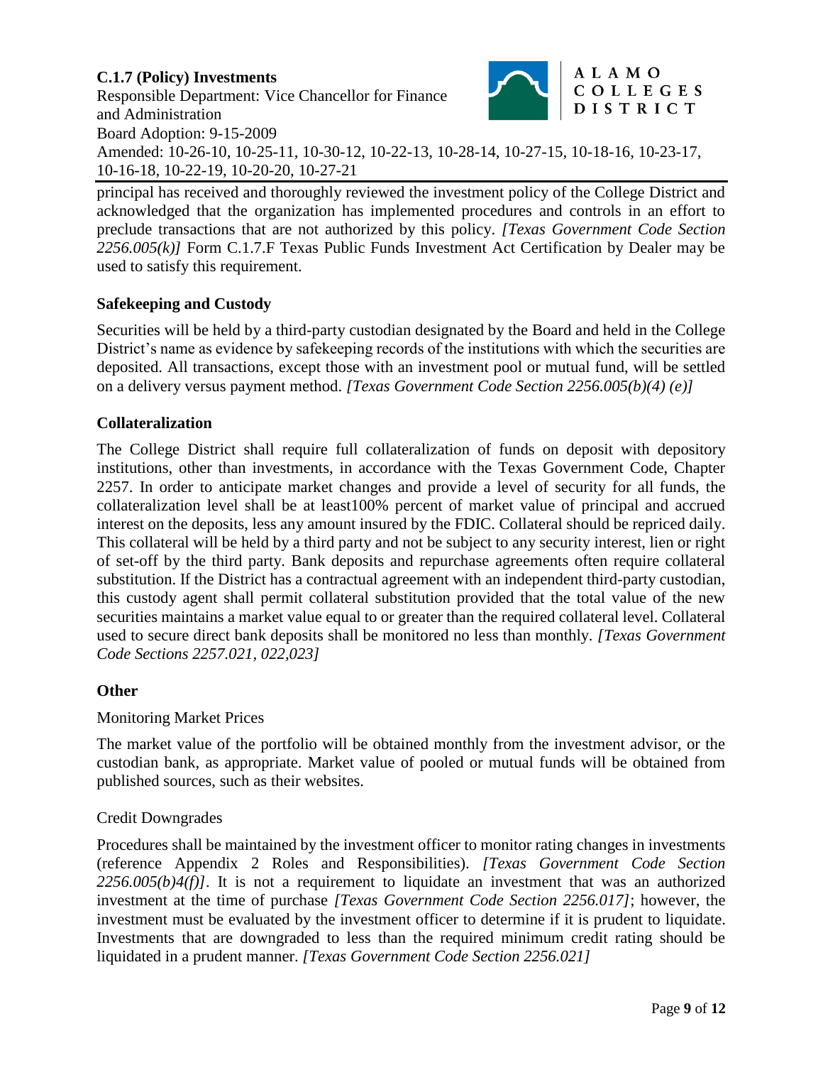principal has received and thoroughly reviewed the investment policy of the College District and acknowledged that the organization has implemented procedures and controls in an effort to preclude transactions that are not authorized by this policy. *[Texas Government Code Section 2256.005(k)]* Form C.1.7.F Texas Public Funds Investment Act Certification by Dealer may be used to satisfy this requirement.

**Safekeeping and Custody**

Securities will be held by a third-party custodian designated by the Board and held in the College District's name as evidence by safekeeping records of the institutions with which the securities are deposited. All transactions, except those with an investment pool or mutual fund, will be settled on a delivery versus payment method. *[Texas Government Code Section 2256.005(b)(4) (e)]*

**Collateralization**

The College District shall require full collateralization of funds on deposit with depository institutions, other than investments, in accordance with the Texas Government Code, Chapter 2257. In order to anticipate market changes and provide a level of security for all funds, the collateralization level shall be at least100% percent of market value of principal and accrued interest on the deposits, less any amount insured by the FDIC. Collateral should be repriced daily. This collateral will be held by a third party and not be subject to any security interest, lien or right of set-off by the third party. Bank deposits and repurchase agreements often require collateral substitution. If the District has a contractual agreement with an independent third-party custodian, this custody agent shall permit collateral substitution provided that the total value of the new securities maintains a market value equal to or greater than the required collateral level. Collateral used to secure direct bank deposits shall be monitored no less than monthly. *[Texas Government Code Sections 2257.021, 022,023]*

**Other**

Monitoring Market Prices

The market value of the portfolio will be obtained monthly from the investment advisor, or the custodian bank, as appropriate. Market value of pooled or mutual funds will be obtained from published sources, such as their websites.

Credit Downgrades

Procedures shall be maintained by the investment officer to monitor rating changes in investments (reference Appendix 2 Roles and Responsibilities). *[Texas Government Code Section 2256.005(b)4(f)]*. It is not a requirement to liquidate an investment that was an authorized investment at the time of purchase *[Texas Government Code Section 2256.017]*; however, the investment must be evaluated by the investment officer to determine if it is prudent to liquidate. Investments that are downgraded to less than the required minimum credit rating should be liquidated in a prudent manner. *[Texas Government Code Section 2256.021]*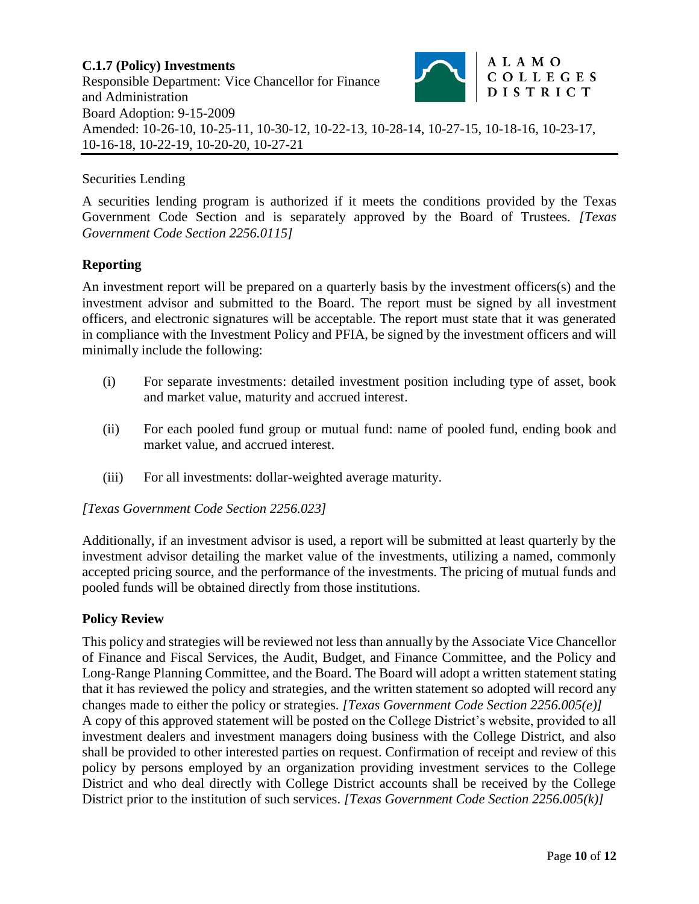Securities Lending

A securities lending program is authorized if it meets the conditions provided by the Texas Government Code Section and is separately approved by the Board of Trustees. *[Texas Government Code Section 2256.0115]*

**Reporting**

An investment report will be prepared on a quarterly basis by the investment officers(s) and the investment advisor and submitted to the Board. The report must be signed by all investment officers, and electronic signatures will be acceptable. The report must state that it was generated in compliance with the Investment Policy and PFIA, be signed by the investment officers and will minimally include the following:

(i) For separate investments: detailed investment position including type of asset, book and market value, maturity and accrued interest.

(ii) For each pooled fund group or mutual fund: name of pooled fund, ending book and market value, and accrued interest.

(iii) For all investments: dollar-weighted average maturity.

*[Texas Government Code Section 2256.023]*

Additionally, if an investment advisor is used, a report will be submitted at least quarterly by the investment advisor detailing the market value of the investments, utilizing a named, commonly accepted pricing source, and the performance of the investments. The pricing of mutual funds and pooled funds will be obtained directly from those institutions.

**Policy Review**

This policy and strategies will be reviewed not less than annually by the Associate Vice Chancellor of Finance and Fiscal Services, the Audit, Budget, and Finance Committee, and the Policy and Long-Range Planning Committee, and the Board. The Board will adopt a written statement stating that it has reviewed the policy and strategies, and the written statement so adopted will record any changes made to either the policy or strategies. *[Texas Government Code Section 2256.005(e)]* A copy of this approved statement will be posted on the College District's website, provided to all investment dealers and investment managers doing business with the College District, and also shall be provided to other interested parties on request. Confirmation of receipt and review of this policy by persons employed by an organization providing investment services to the College District and who deal directly with College District accounts shall be received by the College District prior to the institution of such services. *[Texas Government Code Section 2256.005(k)]*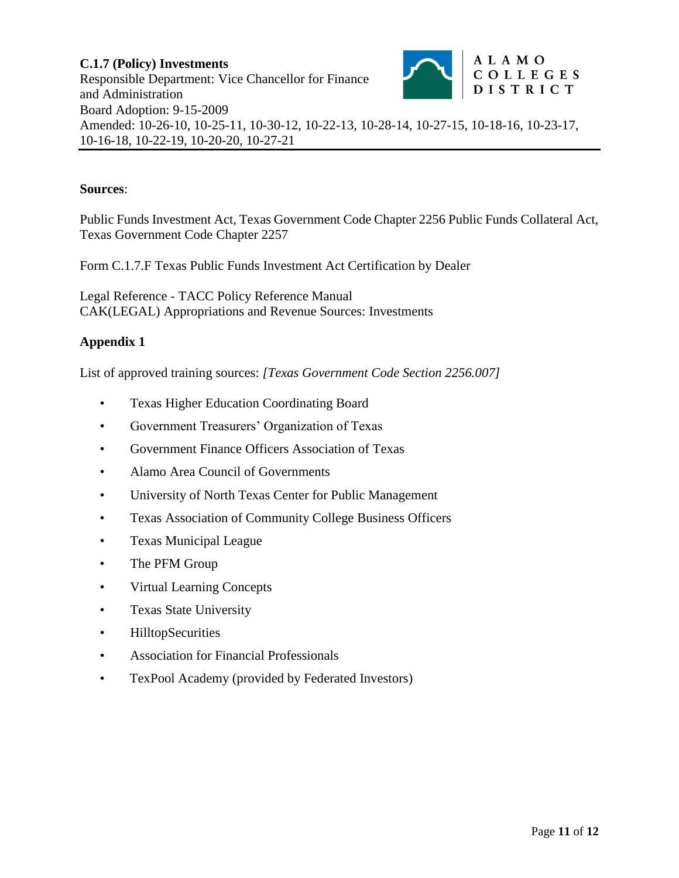**C.1.7 (Policy) Investments**
Responsible Department: Vice Chancellor for Finance and Administration
Board Adoption: 9-15-2009
Amended: 10-26-10, 10-25-11, 10-30-12, 10-22-13, 10-28-14, 10-27-15, 10-18-16, 10-23-17, 10-16-18, 10-22-19, 10-20-20, 10-27-21

---

**Sources**:

Public Funds Investment Act, Texas Government Code Chapter 2256 Public Funds Collateral Act, Texas Government Code Chapter 2257

Form C.1.7.F Texas Public Funds Investment Act Certification by Dealer

Legal Reference - TACC Policy Reference Manual
CAK(LEGAL) Appropriations and Revenue Sources: Investments

**Appendix 1**

List of approved training sources: *[Texas Government Code Section 2256.007]*

- Texas Higher Education Coordinating Board
- Government Treasurers' Organization of Texas
- Government Finance Officers Association of Texas
- Alamo Area Council of Governments
- University of North Texas Center for Public Management
- Texas Association of Community College Business Officers
- Texas Municipal League
- The PFM Group
- Virtual Learning Concepts
- Texas State University
- HilltopSecurities
- Association for Financial Professionals
- TexPool Academy (provided by Federated Investors)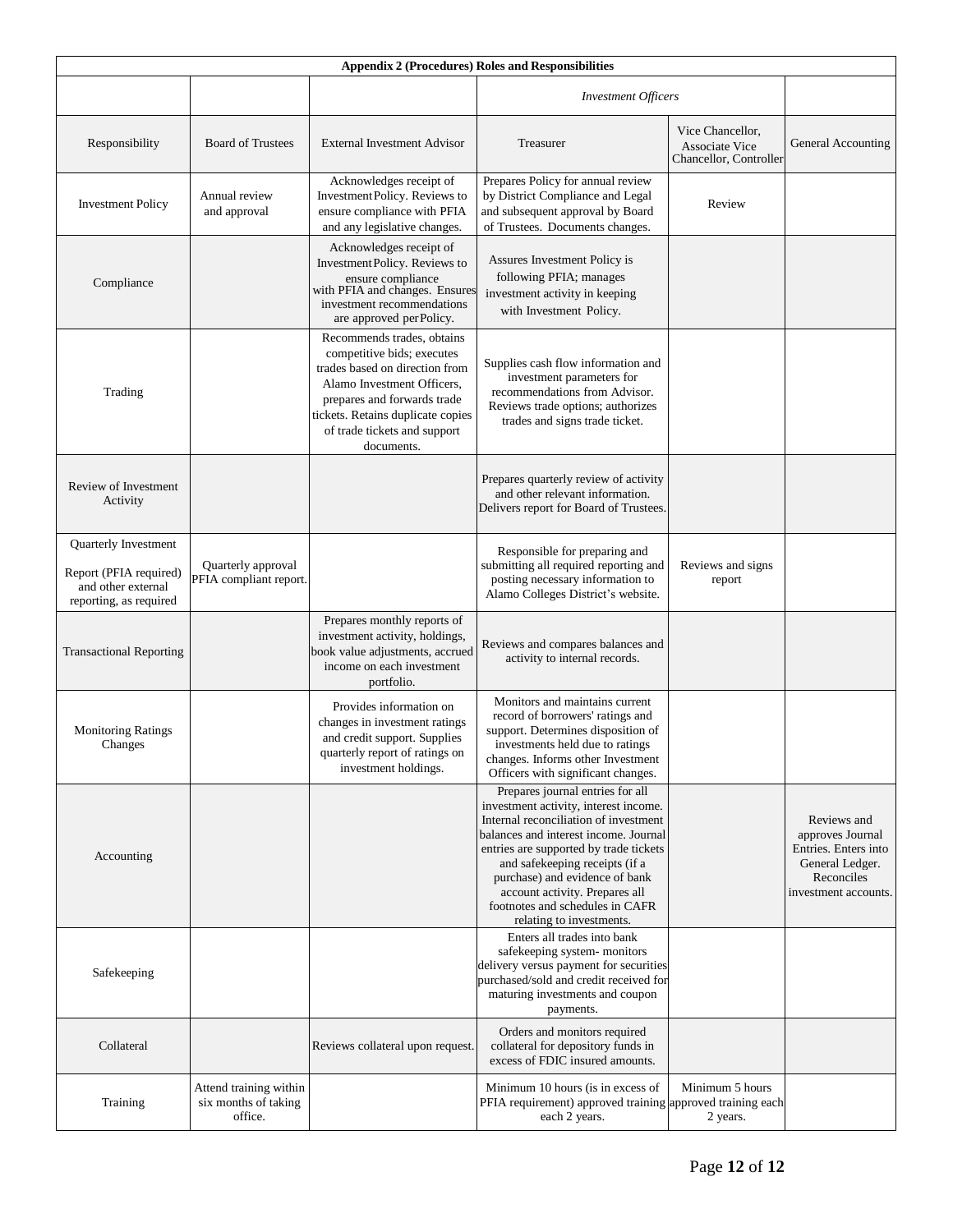| Appendix 2 (Procedures) Roles and Responsibilities | | | | | |
|---|---|---|---|---|---|
| | | | *Investment Officers* | | |
| Responsibility | Board of Trustees | External Investment Advisor | Treasurer | Vice Chancellor, Associate Vice Chancellor, Controller | General Accounting |
| Investment Policy | Annual review and approval | Acknowledges receipt of Investment Policy. Reviews to ensure compliance with PFIA and any legislative changes. | Prepares Policy for annual review by District Compliance and Legal and subsequent approval by Board of Trustees. Documents changes. | Review | |
| Compliance | | Acknowledges receipt of Investment Policy. Reviews to ensure compliance with PFIA and changes. Ensures investment recommendations are approved per Policy. | Assures Investment Policy is following PFIA; manages investment activity in keeping with Investment Policy. | | |
| Trading | | Recommends trades, obtains competitive bids; executes trades based on direction from Alamo Investment Officers, prepares and forwards trade tickets. Retains duplicate copies of trade tickets and support documents. | Supplies cash flow information and investment parameters for recommendations from Advisor. Reviews trade options; authorizes trades and signs trade ticket. | | |
| Review of Investment Activity | | | Prepares quarterly review of activity and other relevant information. Delivers report for Board of Trustees. | | |
| Quarterly Investment Report (PFIA required) and other external reporting, as required | Quarterly approval PFIA compliant report. | | Responsible for preparing and submitting all required reporting and posting necessary information to Alamo Colleges District's website. | Reviews and signs report | |
| Transactional Reporting | | Prepares monthly reports of investment activity, holdings, book value adjustments, accrued income on each investment portfolio. | Reviews and compares balances and activity to internal records. | | |
| Monitoring Ratings Changes | | Provides information on changes in investment ratings and credit support. Supplies quarterly report of ratings on investment holdings. | Monitors and maintains current record of borrowers' ratings and support. Determines disposition of investments held due to ratings changes. Informs other Investment Officers with significant changes. | | |
| Accounting | | | Prepares journal entries for all investment activity, interest income. Internal reconciliation of investment balances and interest income. Journal entries are supported by trade tickets and safekeeping receipts (if a purchase) and evidence of bank account activity. Prepares all footnotes and schedules in CAFR relating to investments. | | Reviews and approves Journal Entries. Enters into General Ledger. Reconciles investment accounts. |
| Safekeeping | | | Enters all trades into bank safekeeping system- monitors delivery versus payment for securities purchased/sold and credit received for maturing investments and coupon payments. | | |
| Collateral | | Reviews collateral upon request. | Orders and monitors required collateral for depository funds in excess of FDIC insured amounts. | | |
| Training | Attend training within six months of taking office. | | Minimum 10 hours (is in excess of PFIA requirement) approved training each 2 years. | Minimum 5 hours approved training each 2 years. | |